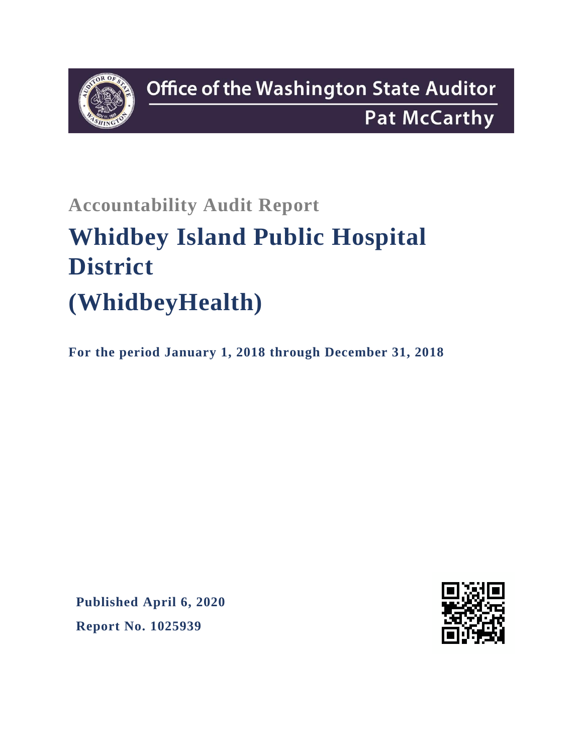Office of the Washington State Auditor

Pat McCarthy

## Accountability Audit Report

# Whidbey Island Public Hospital District (WhidbeyHealth)

**For the period January 1, 2018 through December 31, 2018**

**Published April 6, 2020**

**Report No. 1025939**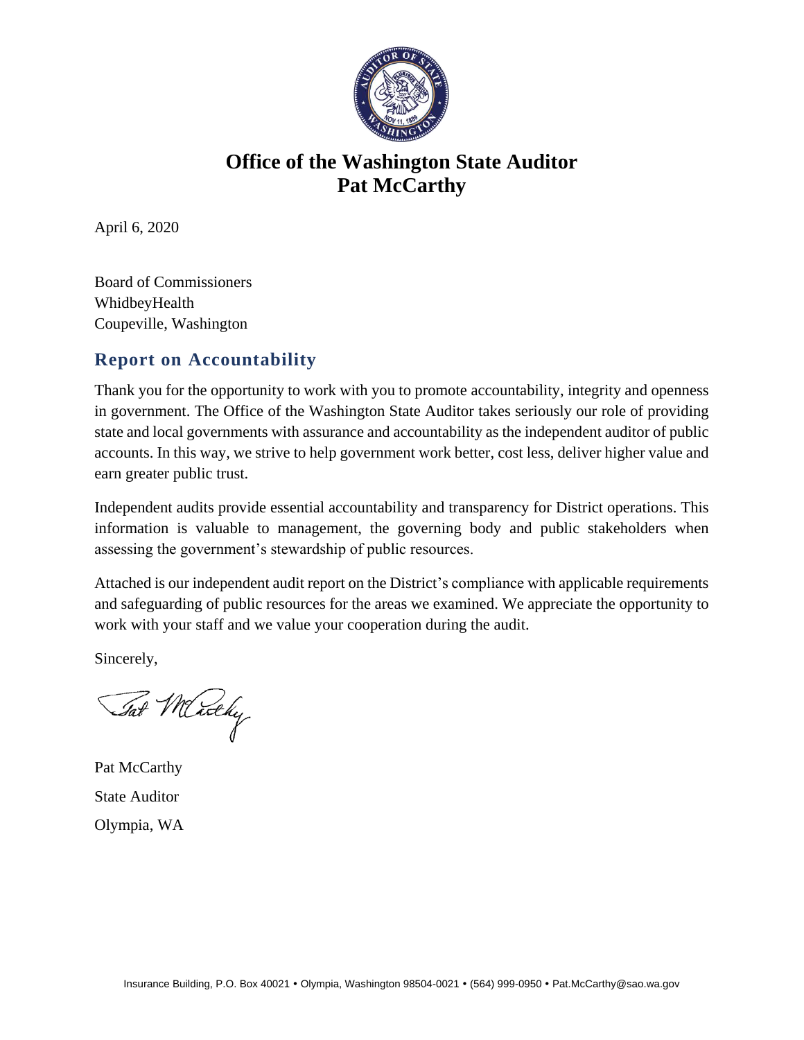# Office of the Washington State Auditor
# Pat McCarthy

April 6, 2020

Board of Commissioners
WhidbeyHealth
Coupeville, Washington

## Report on Accountability

Thank you for the opportunity to work with you to promote accountability, integrity and openness in government. The Office of the Washington State Auditor takes seriously our role of providing state and local governments with assurance and accountability as the independent auditor of public accounts. In this way, we strive to help government work better, cost less, deliver higher value and earn greater public trust.

Independent audits provide essential accountability and transparency for District operations. This information is valuable to management, the governing body and public stakeholders when assessing the government's stewardship of public resources.

Attached is our independent audit report on the District's compliance with applicable requirements and safeguarding of public resources for the areas we examined. We appreciate the opportunity to work with your staff and we value your cooperation during the audit.

Sincerely,

Pat McCarthy
State Auditor
Olympia, WA

Insurance Building, P.O. Box 40021 • Olympia, Washington 98504-0021 • (564) 999-0950 • Pat.McCarthy@sao.wa.gov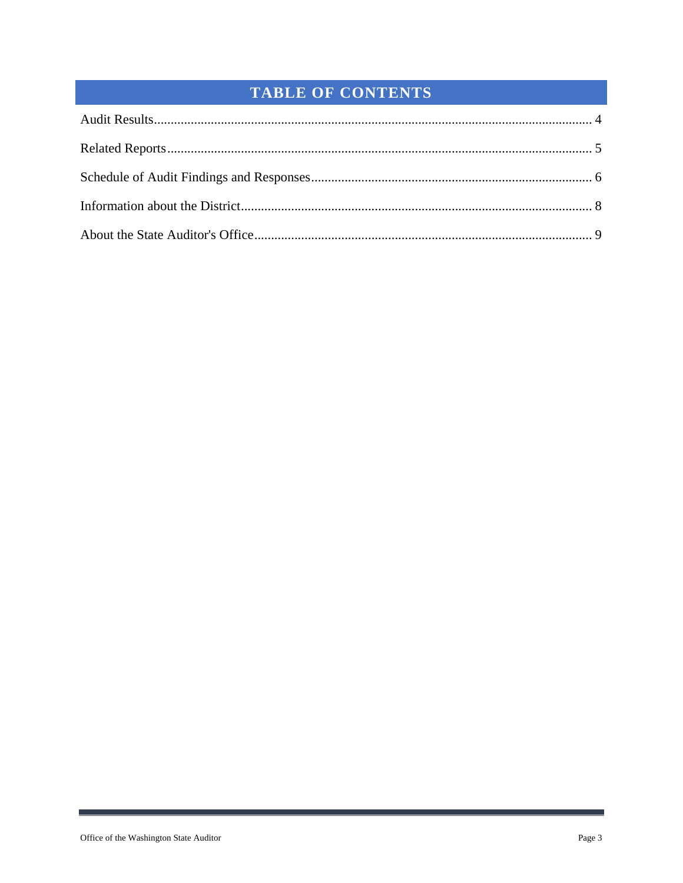# TABLE OF CONTENTS

Audit Results .......... 4

Related Reports .......... 5

Schedule of Audit Findings and Responses .......... 6

Information about the District .......... 8

About the State Auditor's Office .......... 9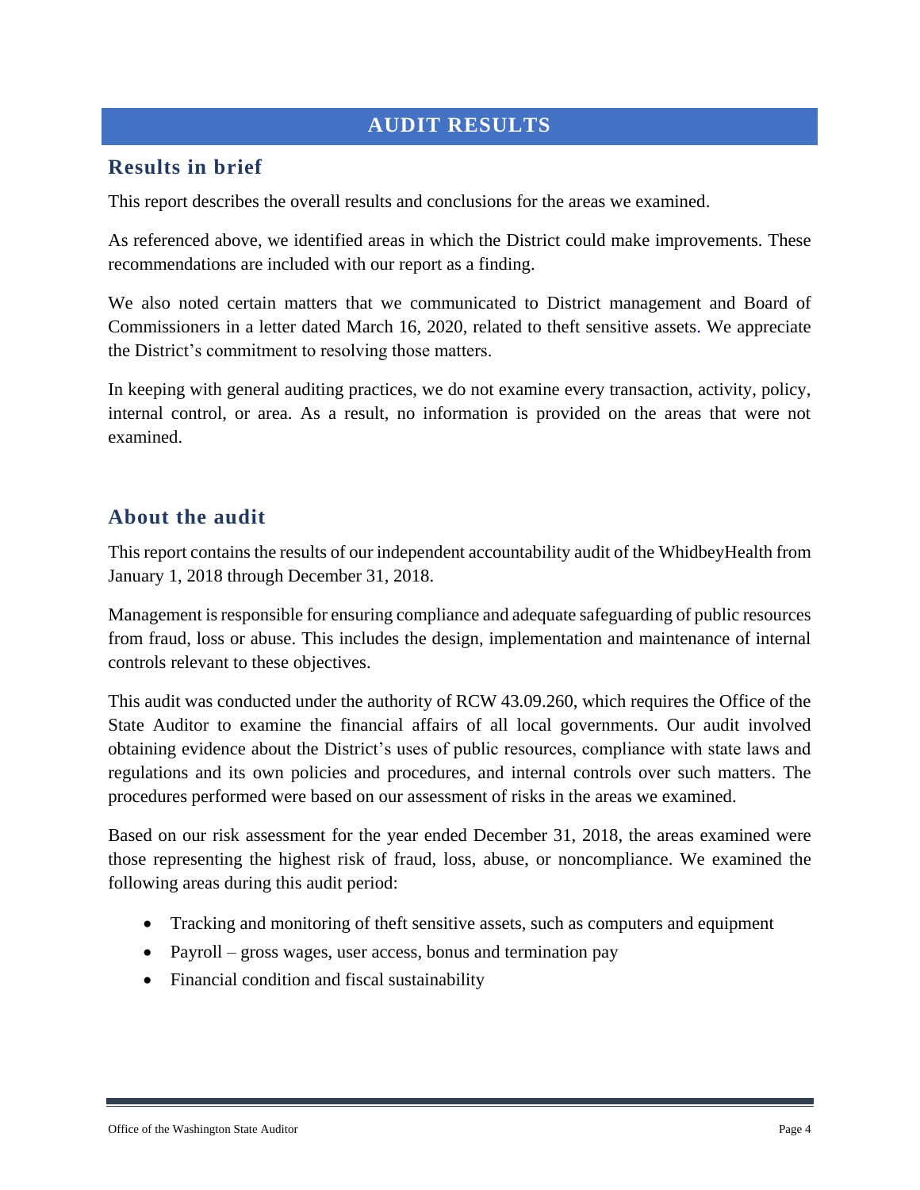# AUDIT RESULTS

## Results in brief

This report describes the overall results and conclusions for the areas we examined.

As referenced above, we identified areas in which the District could make improvements. These recommendations are included with our report as a finding.

We also noted certain matters that we communicated to District management and Board of Commissioners in a letter dated March 16, 2020, related to theft sensitive assets. We appreciate the District's commitment to resolving those matters.

In keeping with general auditing practices, we do not examine every transaction, activity, policy, internal control, or area. As a result, no information is provided on the areas that were not examined.

## About the audit

This report contains the results of our independent accountability audit of the WhidbeyHealth from January 1, 2018 through December 31, 2018.

Management is responsible for ensuring compliance and adequate safeguarding of public resources from fraud, loss or abuse. This includes the design, implementation and maintenance of internal controls relevant to these objectives.

This audit was conducted under the authority of RCW 43.09.260, which requires the Office of the State Auditor to examine the financial affairs of all local governments. Our audit involved obtaining evidence about the District's uses of public resources, compliance with state laws and regulations and its own policies and procedures, and internal controls over such matters. The procedures performed were based on our assessment of risks in the areas we examined.

Based on our risk assessment for the year ended December 31, 2018, the areas examined were those representing the highest risk of fraud, loss, abuse, or noncompliance. We examined the following areas during this audit period:

- Tracking and monitoring of theft sensitive assets, such as computers and equipment
- Payroll – gross wages, user access, bonus and termination pay
- Financial condition and fiscal sustainability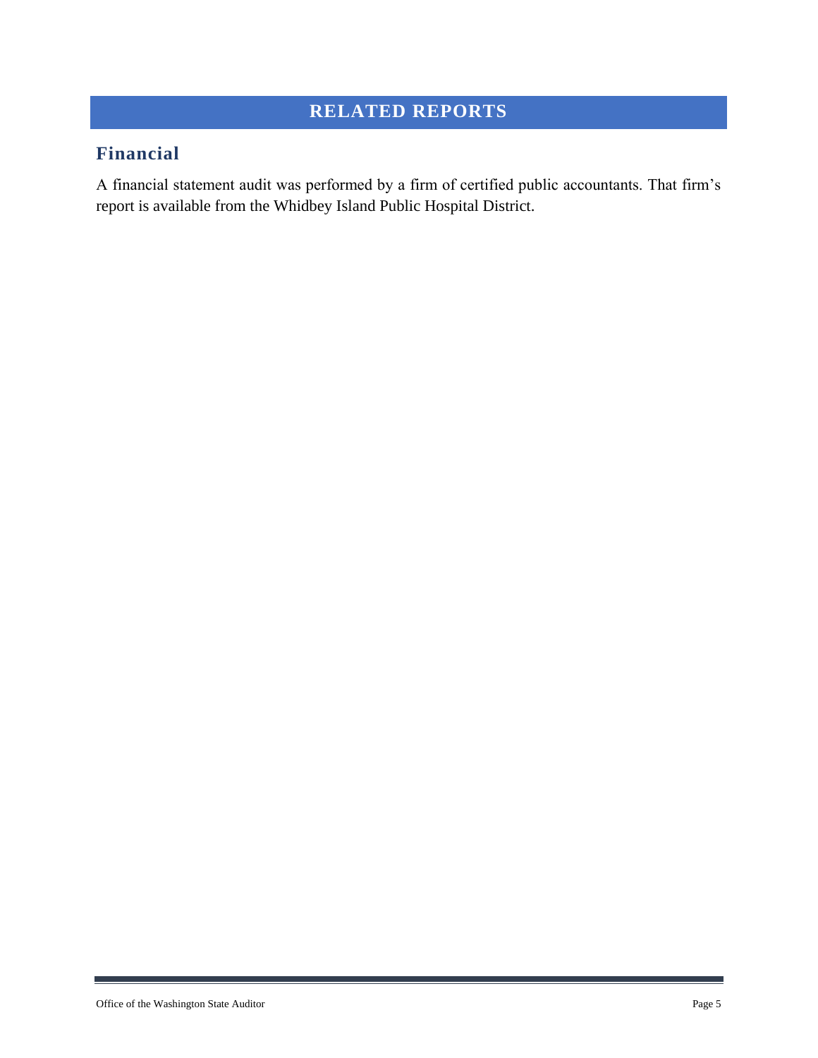# RELATED REPORTS

## Financial

A financial statement audit was performed by a firm of certified public accountants. That firm's report is available from the Whidbey Island Public Hospital District.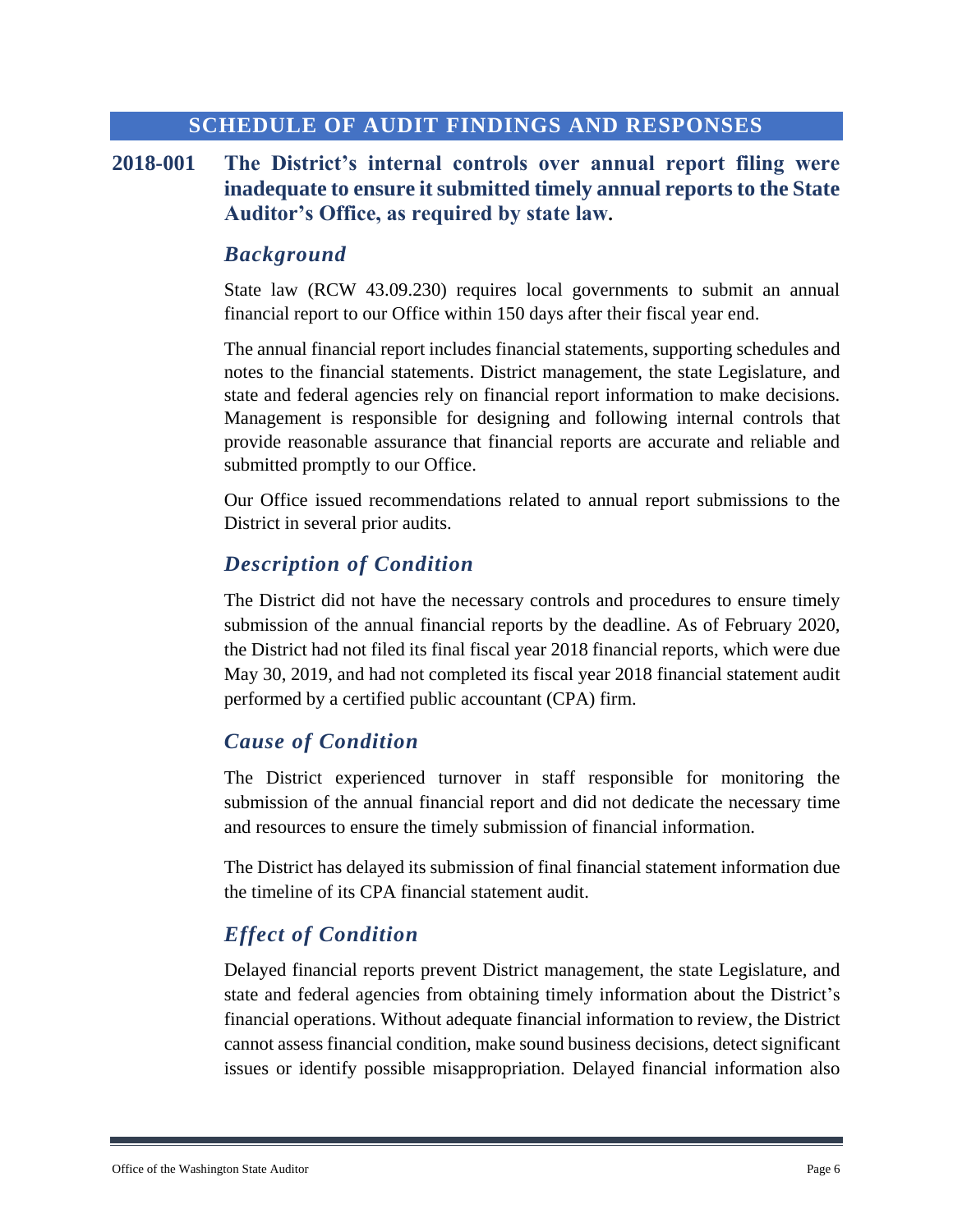## SCHEDULE OF AUDIT FINDINGS AND RESPONSES

### 2018-001 The District's internal controls over annual report filing were inadequate to ensure it submitted timely annual reports to the State Auditor's Office, as required by state law.

#### *Background*

State law (RCW 43.09.230) requires local governments to submit an annual financial report to our Office within 150 days after their fiscal year end.

The annual financial report includes financial statements, supporting schedules and notes to the financial statements. District management, the state Legislature, and state and federal agencies rely on financial report information to make decisions. Management is responsible for designing and following internal controls that provide reasonable assurance that financial reports are accurate and reliable and submitted promptly to our Office.

Our Office issued recommendations related to annual report submissions to the District in several prior audits.

#### *Description of Condition*

The District did not have the necessary controls and procedures to ensure timely submission of the annual financial reports by the deadline. As of February 2020, the District had not filed its final fiscal year 2018 financial reports, which were due May 30, 2019, and had not completed its fiscal year 2018 financial statement audit performed by a certified public accountant (CPA) firm.

#### *Cause of Condition*

The District experienced turnover in staff responsible for monitoring the submission of the annual financial report and did not dedicate the necessary time and resources to ensure the timely submission of financial information.

The District has delayed its submission of final financial statement information due the timeline of its CPA financial statement audit.

#### *Effect of Condition*

Delayed financial reports prevent District management, the state Legislature, and state and federal agencies from obtaining timely information about the District's financial operations. Without adequate financial information to review, the District cannot assess financial condition, make sound business decisions, detect significant issues or identify possible misappropriation. Delayed financial information also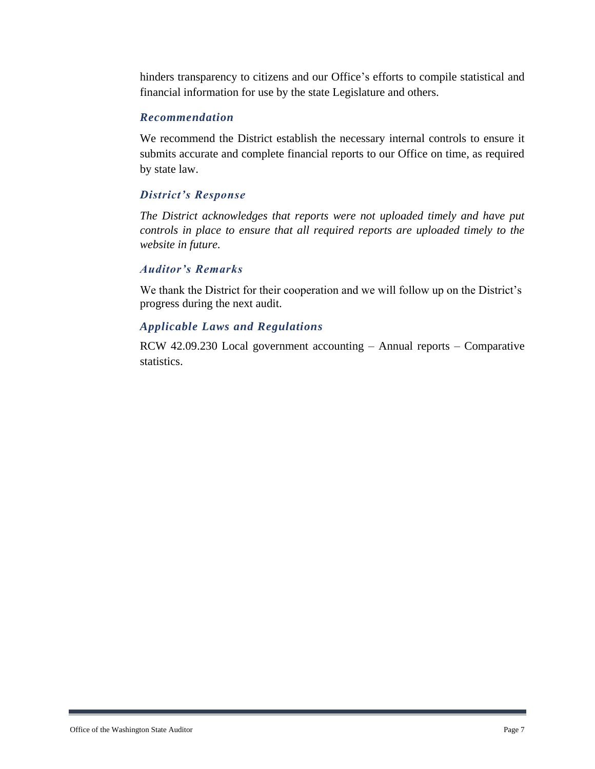hinders transparency to citizens and our Office's efforts to compile statistical and financial information for use by the state Legislature and others.

### *Recommendation*

We recommend the District establish the necessary internal controls to ensure it submits accurate and complete financial reports to our Office on time, as required by state law.

### *District's Response*

*The District acknowledges that reports were not uploaded timely and have put controls in place to ensure that all required reports are uploaded timely to the website in future.*

### *Auditor's Remarks*

We thank the District for their cooperation and we will follow up on the District's progress during the next audit.

### *Applicable Laws and Regulations*

RCW 42.09.230 Local government accounting – Annual reports – Comparative statistics.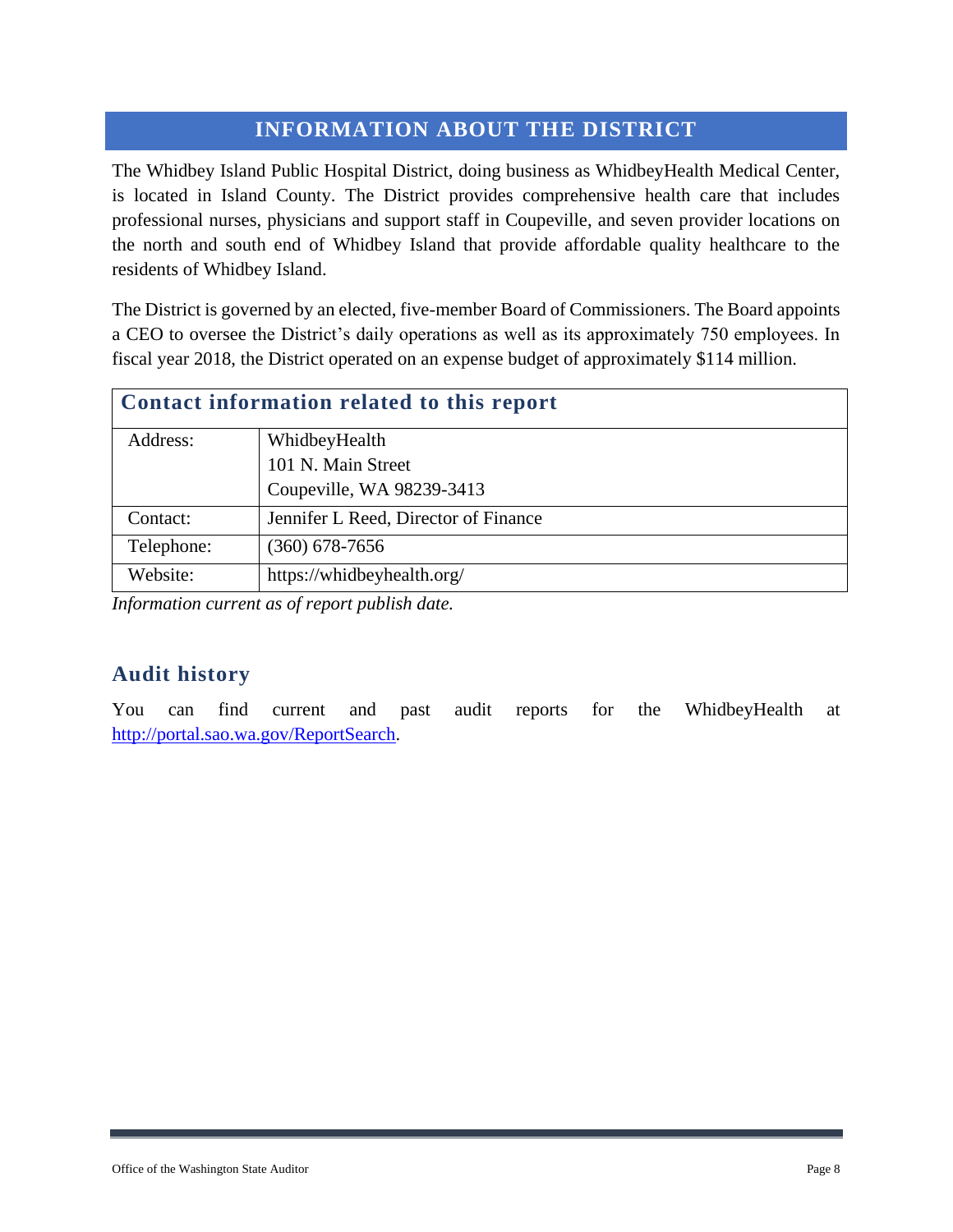# INFORMATION ABOUT THE DISTRICT

The Whidbey Island Public Hospital District, doing business as WhidbeyHealth Medical Center, is located in Island County. The District provides comprehensive health care that includes professional nurses, physicians and support staff in Coupeville, and seven provider locations on the north and south end of Whidbey Island that provide affordable quality healthcare to the residents of Whidbey Island.

The District is governed by an elected, five-member Board of Commissioners. The Board appoints a CEO to oversee the District's daily operations as well as its approximately 750 employees. In fiscal year 2018, the District operated on an expense budget of approximately $114 million.

| Contact information related to this report | |
|---|---|
| Address: | WhidbeyHealth<br>101 N. Main Street<br>Coupeville, WA 98239-3413 |
| Contact: | Jennifer L Reed, Director of Finance |
| Telephone: | (360) 678-7656 |
| Website: | https://whidbeyhealth.org/ |

*Information current as of report publish date.*

## Audit history

You can find current and past audit reports for the WhidbeyHealth at [http://portal.sao.wa.gov/ReportSearch](http://portal.sao.wa.gov/ReportSearch).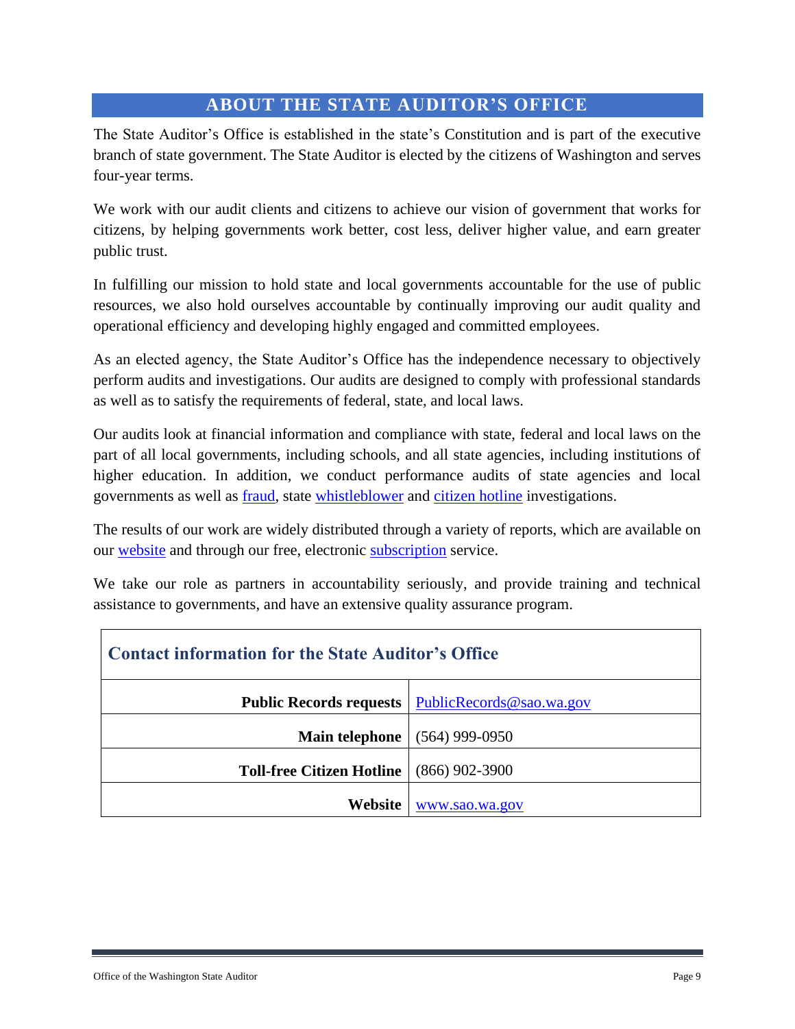# ABOUT THE STATE AUDITOR'S OFFICE

The State Auditor's Office is established in the state's Constitution and is part of the executive branch of state government. The State Auditor is elected by the citizens of Washington and serves four-year terms.

We work with our audit clients and citizens to achieve our vision of government that works for citizens, by helping governments work better, cost less, deliver higher value, and earn greater public trust.

In fulfilling our mission to hold state and local governments accountable for the use of public resources, we also hold ourselves accountable by continually improving our audit quality and operational efficiency and developing highly engaged and committed employees.

As an elected agency, the State Auditor's Office has the independence necessary to objectively perform audits and investigations. Our audits are designed to comply with professional standards as well as to satisfy the requirements of federal, state, and local laws.

Our audits look at financial information and compliance with state, federal and local laws on the part of all local governments, including schools, and all state agencies, including institutions of higher education. In addition, we conduct performance audits of state agencies and local governments as well as fraud, state whistleblower and citizen hotline investigations.

The results of our work are widely distributed through a variety of reports, which are available on our website and through our free, electronic subscription service.

We take our role as partners in accountability seriously, and provide training and technical assistance to governments, and have an extensive quality assurance program.

| Contact information for the State Auditor's Office | |
|---|---|
| **Public Records requests** | PublicRecords@sao.wa.gov |
| **Main telephone** | (564) 999-0950 |
| **Toll-free Citizen Hotline** | (866) 902-3900 |
| **Website** | www.sao.wa.gov |